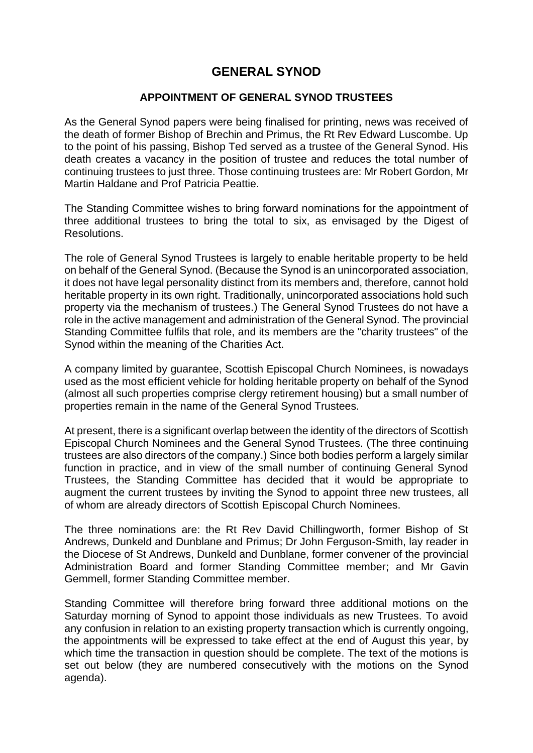# GENERAL SYNOD

## APPOINTMENT OF GENERAL SYNOD TRUSTEES

As the General Synod papers were being finalised for printing, news was received of the death of former Bishop of Brechin and Primus, the Rt Rev Edward Luscombe. Up to the point of his passing, Bishop Ted served as a trustee of the General Synod. His death creates a vacancy in the position of trustee and reduces the total number of continuing trustees to just three. Those continuing trustees are: Mr Robert Gordon, Mr Martin Haldane and Prof Patricia Peattie.

The Standing Committee wishes to bring forward nominations for the appointment of three additional trustees to bring the total to six, as envisaged by the Digest of Resolutions.

The role of General Synod Trustees is largely to enable heritable property to be held on behalf of the General Synod. (Because the Synod is an unincorporated association, it does not have legal personality distinct from its members and, therefore, cannot hold heritable property in its own right. Traditionally, unincorporated associations hold such property via the mechanism of trustees.) The General Synod Trustees do not have a role in the active management and administration of the General Synod. The provincial Standing Committee fulfils that role, and its members are the "charity trustees" of the Synod within the meaning of the Charities Act.

A company limited by guarantee, Scottish Episcopal Church Nominees, is nowadays used as the most efficient vehicle for holding heritable property on behalf of the Synod (almost all such properties comprise clergy retirement housing) but a small number of properties remain in the name of the General Synod Trustees.

At present, there is a significant overlap between the identity of the directors of Scottish Episcopal Church Nominees and the General Synod Trustees. (The three continuing trustees are also directors of the company.) Since both bodies perform a largely similar function in practice, and in view of the small number of continuing General Synod Trustees, the Standing Committee has decided that it would be appropriate to augment the current trustees by inviting the Synod to appoint three new trustees, all of whom are already directors of Scottish Episcopal Church Nominees.

The three nominations are: the Rt Rev David Chillingworth, former Bishop of St Andrews, Dunkeld and Dunblane and Primus; Dr John Ferguson-Smith, lay reader in the Diocese of St Andrews, Dunkeld and Dunblane, former convener of the provincial Administration Board and former Standing Committee member; and Mr Gavin Gemmell, former Standing Committee member.

Standing Committee will therefore bring forward three additional motions on the Saturday morning of Synod to appoint those individuals as new Trustees. To avoid any confusion in relation to an existing property transaction which is currently ongoing, the appointments will be expressed to take effect at the end of August this year, by which time the transaction in question should be complete. The text of the motions is set out below (they are numbered consecutively with the motions on the Synod agenda).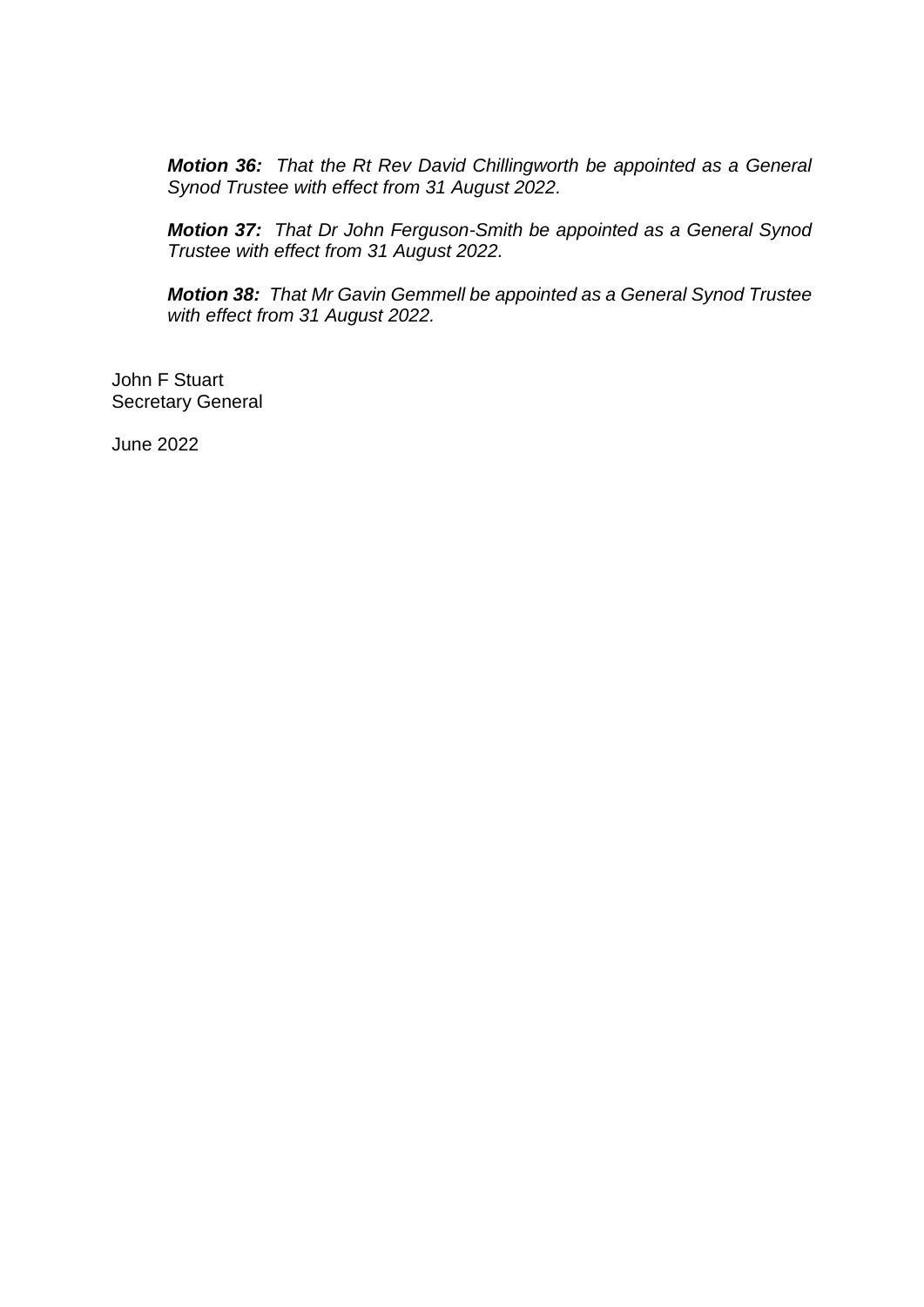***Motion 36:*** *That the Rt Rev David Chillingworth be appointed as a General Synod Trustee with effect from 31 August 2022.*

***Motion 37:*** *That Dr John Ferguson-Smith be appointed as a General Synod Trustee with effect from 31 August 2022.*

***Motion 38:*** *That Mr Gavin Gemmell be appointed as a General Synod Trustee with effect from 31 August 2022.*

John F Stuart
Secretary General

June 2022